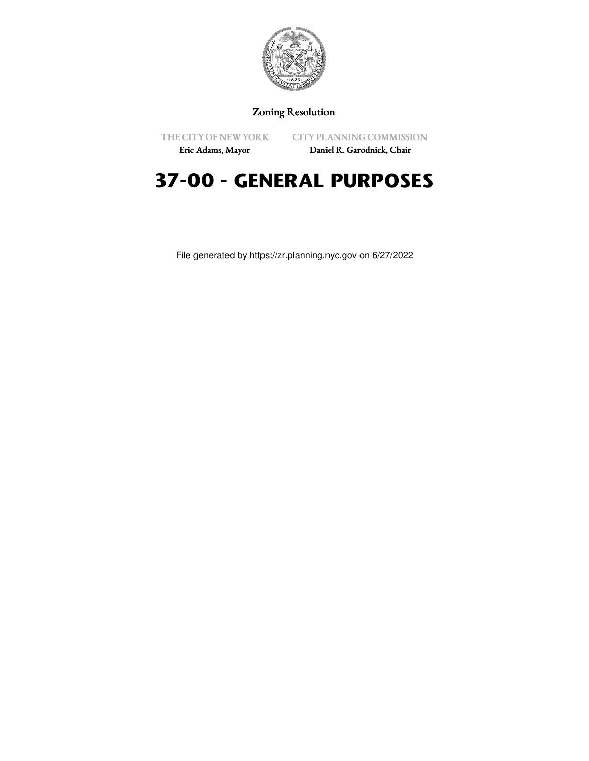Zoning Resolution

THE CITY OF NEW YORK
Eric Adams, Mayor

CITY PLANNING COMMISSION
Daniel R. Garodnick, Chair

# 37-00 - GENERAL PURPOSES

File generated by https://zr.planning.nyc.gov on 6/27/2022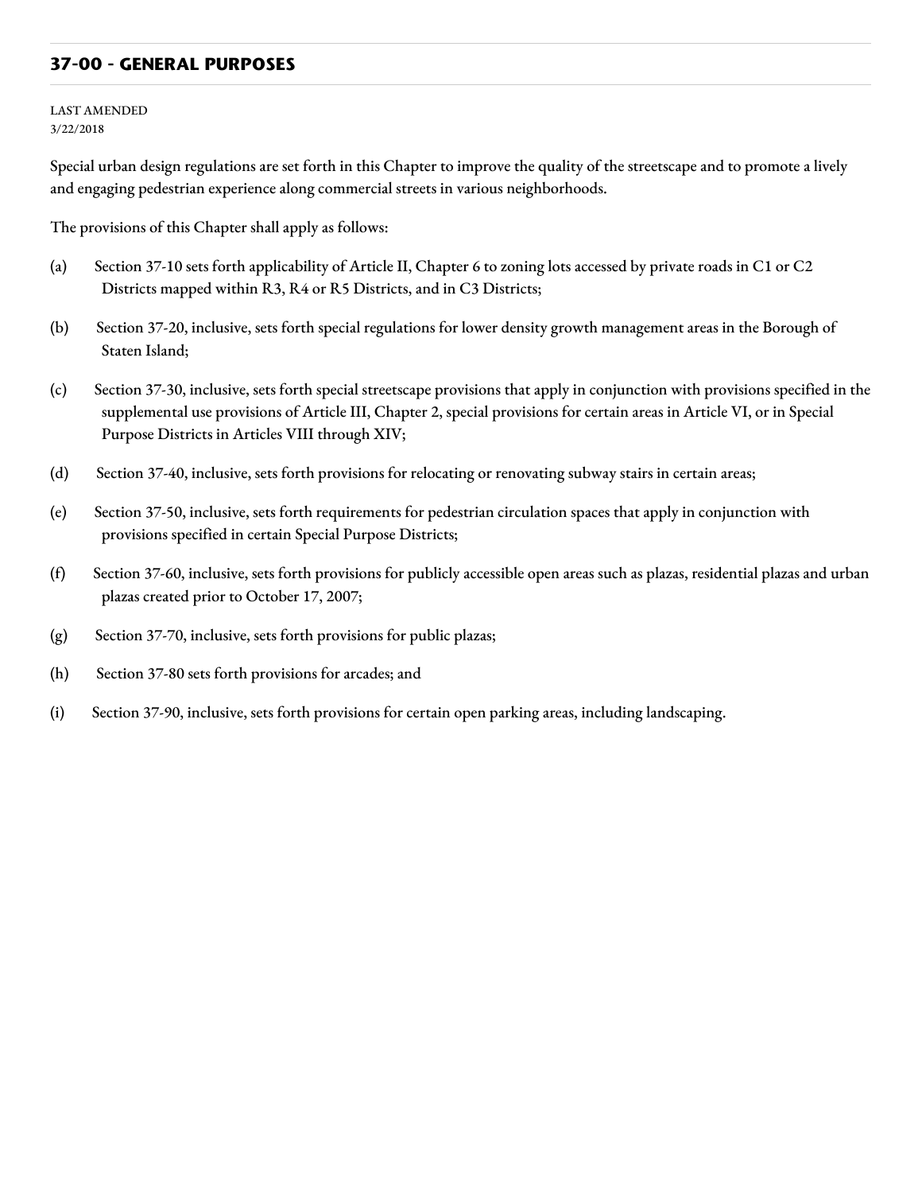## 37-00 - GENERAL PURPOSES

LAST AMENDED
3/22/2018

Special urban design regulations are set forth in this Chapter to improve the quality of the streetscape and to promote a lively and engaging pedestrian experience along commercial streets in various neighborhoods.

The provisions of this Chapter shall apply as follows:

(a) Section 37-10 sets forth applicability of Article II, Chapter 6 to zoning lots accessed by private roads in C1 or C2 Districts mapped within R3, R4 or R5 Districts, and in C3 Districts;

(b) Section 37-20, inclusive, sets forth special regulations for lower density growth management areas in the Borough of Staten Island;

(c) Section 37-30, inclusive, sets forth special streetscape provisions that apply in conjunction with provisions specified in the supplemental use provisions of Article III, Chapter 2, special provisions for certain areas in Article VI, or in Special Purpose Districts in Articles VIII through XIV;

(d) Section 37-40, inclusive, sets forth provisions for relocating or renovating subway stairs in certain areas;

(e) Section 37-50, inclusive, sets forth requirements for pedestrian circulation spaces that apply in conjunction with provisions specified in certain Special Purpose Districts;

(f) Section 37-60, inclusive, sets forth provisions for publicly accessible open areas such as plazas, residential plazas and urban plazas created prior to October 17, 2007;

(g) Section 37-70, inclusive, sets forth provisions for public plazas;

(h) Section 37-80 sets forth provisions for arcades; and

(i) Section 37-90, inclusive, sets forth provisions for certain open parking areas, including landscaping.